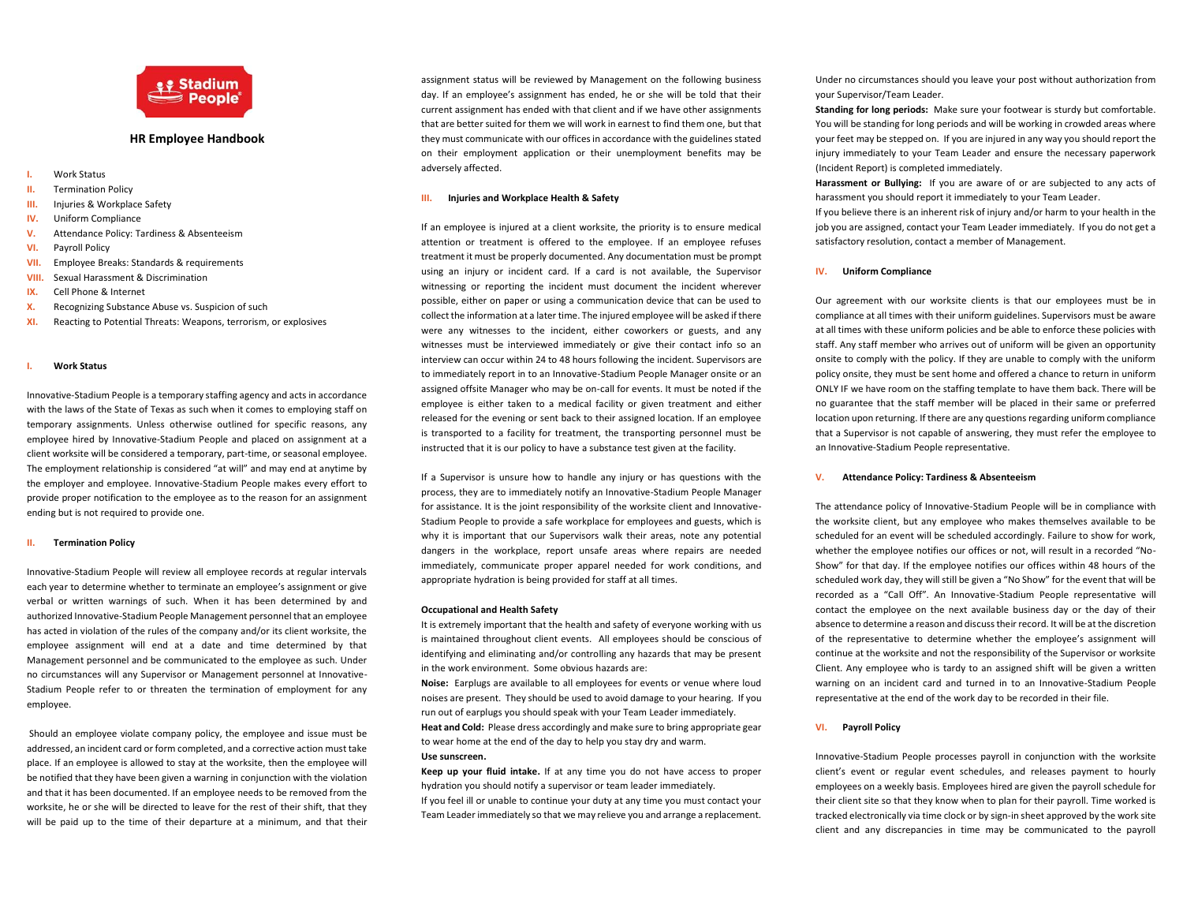Stadium People

# HR Employee Handbook

I. Work Status
II. Termination Policy
III. Injuries & Workplace Safety
IV. Uniform Compliance
V. Attendance Policy: Tardiness & Absenteeism
VI. Payroll Policy
VII. Employee Breaks: Standards & requirements
VIII. Sexual Harassment & Discrimination
IX. Cell Phone & Internet
X. Recognizing Substance Abuse vs. Suspicion of such
XI. Reacting to Potential Threats: Weapons, terrorism, or explosives

## I. Work Status

Innovative-Stadium People is a temporary staffing agency and acts in accordance with the laws of the State of Texas as such when it comes to employing staff on temporary assignments. Unless otherwise outlined for specific reasons, any employee hired by Innovative-Stadium People and placed on assignment at a client worksite will be considered a temporary, part-time, or seasonal employee. The employment relationship is considered "at will" and may end at anytime by the employer and employee. Innovative-Stadium People makes every effort to provide proper notification to the employee as to the reason for an assignment ending but is not required to provide one.

## II. Termination Policy

Innovative-Stadium People will review all employee records at regular intervals each year to determine whether to terminate an employee's assignment or give verbal or written warnings of such. When it has been determined by and authorized Innovative-Stadium People Management personnel that an employee has acted in violation of the rules of the company and/or its client worksite, the employee assignment will end at a date and time determined by that Management personnel and be communicated to the employee as such. Under no circumstances will any Supervisor or Management personnel at Innovative-Stadium People refer to or threaten the termination of employment for any employee.

Should an employee violate company policy, the employee and issue must be addressed, an incident card or form completed, and a corrective action must take place. If an employee is allowed to stay at the worksite, then the employee will be notified that they have been given a warning in conjunction with the violation and that it has been documented. If an employee needs to be removed from the worksite, he or she will be directed to leave for the rest of their shift, that they will be paid up to the time of their departure at a minimum, and that their assignment status will be reviewed by Management on the following business day. If an employee's assignment has ended, he or she will be told that their current assignment has ended with that client and if we have other assignments that are better suited for them we will work in earnest to find them one, but that they must communicate with our offices in accordance with the guidelines stated on their employment application or their unemployment benefits may be adversely affected.

## III. Injuries and Workplace Health & Safety

If an employee is injured at a client worksite, the priority is to ensure medical attention or treatment is offered to the employee. If an employee refuses treatment it must be properly documented. Any documentation must be prompt using an injury or incident card. If a card is not available, the Supervisor witnessing or reporting the incident must document the incident wherever possible, either on paper or using a communication device that can be used to collect the information at a later time. The injured employee will be asked if there were any witnesses to the incident, either coworkers or guests, and any witnesses must be interviewed immediately or give their contact info so an interview can occur within 24 to 48 hours following the incident. Supervisors are to immediately report in to an Innovative-Stadium People Manager onsite or an assigned offsite Manager who may be on-call for events. It must be noted if the employee is either taken to a medical facility or given treatment and either released for the evening or sent back to their assigned location. If an employee is transported to a facility for treatment, the transporting personnel must be instructed that it is our policy to have a substance test given at the facility.

If a Supervisor is unsure how to handle any injury or has questions with the process, they are to immediately notify an Innovative-Stadium People Manager for assistance. It is the joint responsibility of the worksite client and Innovative-Stadium People to provide a safe workplace for employees and guests, which is why it is important that our Supervisors walk their areas, note any potential dangers in the workplace, report unsafe areas where repairs are needed immediately, communicate proper apparel needed for work conditions, and appropriate hydration is being provided for staff at all times.

### Occupational and Health Safety

It is extremely important that the health and safety of everyone working with us is maintained throughout client events. All employees should be conscious of identifying and eliminating and/or controlling any hazards that may be present in the work environment. Some obvious hazards are:

**Noise:** Earplugs are available to all employees for events or venue where loud noises are present. They should be used to avoid damage to your hearing. If you run out of earplugs you should speak with your Team Leader immediately.

**Heat and Cold:** Please dress accordingly and make sure to bring appropriate gear to wear home at the end of the day to help you stay dry and warm.

**Use sunscreen.**

**Keep up your fluid intake.** If at any time you do not have access to proper hydration you should notify a supervisor or team leader immediately.

If you feel ill or unable to continue your duty at any time you must contact your Team Leader immediately so that we may relieve you and arrange a replacement. Under no circumstances should you leave your post without authorization from your Supervisor/Team Leader.

**Standing for long periods:** Make sure your footwear is sturdy but comfortable. You will be standing for long periods and will be working in crowded areas where your feet may be stepped on. If you are injured in any way you should report the injury immediately to your Team Leader and ensure the necessary paperwork (Incident Report) is completed immediately.

**Harassment or Bullying:** If you are aware of or are subjected to any acts of harassment you should report it immediately to your Team Leader.

If you believe there is an inherent risk of injury and/or harm to your health in the job you are assigned, contact your Team Leader immediately. If you do not get a satisfactory resolution, contact a member of Management.

## IV. Uniform Compliance

Our agreement with our worksite clients is that our employees must be in compliance at all times with their uniform guidelines. Supervisors must be aware at all times with these uniform policies and be able to enforce these policies with staff. Any staff member who arrives out of uniform will be given an opportunity onsite to comply with the policy. If they are unable to comply with the uniform policy onsite, they must be sent home and offered a chance to return in uniform ONLY IF we have room on the staffing template to have them back. There will be no guarantee that the staff member will be placed in their same or preferred location upon returning. If there are any questions regarding uniform compliance that a Supervisor is not capable of answering, they must refer the employee to an Innovative-Stadium People representative.

## V. Attendance Policy: Tardiness & Absenteeism

The attendance policy of Innovative-Stadium People will be in compliance with the worksite client, but any employee who makes themselves available to be scheduled for an event will be scheduled accordingly. Failure to show for work, whether the employee notifies our offices or not, will result in a recorded "No-Show" for that day. If the employee notifies our offices within 48 hours of the scheduled work day, they will still be given a "No Show" for the event that will be recorded as a "Call Off". An Innovative-Stadium People representative will contact the employee on the next available business day or the day of their absence to determine a reason and discuss their record. It will be at the discretion of the representative to determine whether the employee's assignment will continue at the worksite and not the responsibility of the Supervisor or worksite Client. Any employee who is tardy to an assigned shift will be given a written warning on an incident card and turned in to an Innovative-Stadium People representative at the end of the work day to be recorded in their file.

## VI. Payroll Policy

Innovative-Stadium People processes payroll in conjunction with the worksite client's event or regular event schedules, and releases payment to hourly employees on a weekly basis. Employees hired are given the payroll schedule for their client site so that they know when to plan for their payroll. Time worked is tracked electronically via time clock or by sign-in sheet approved by the work site client and any discrepancies in time may be communicated to the payroll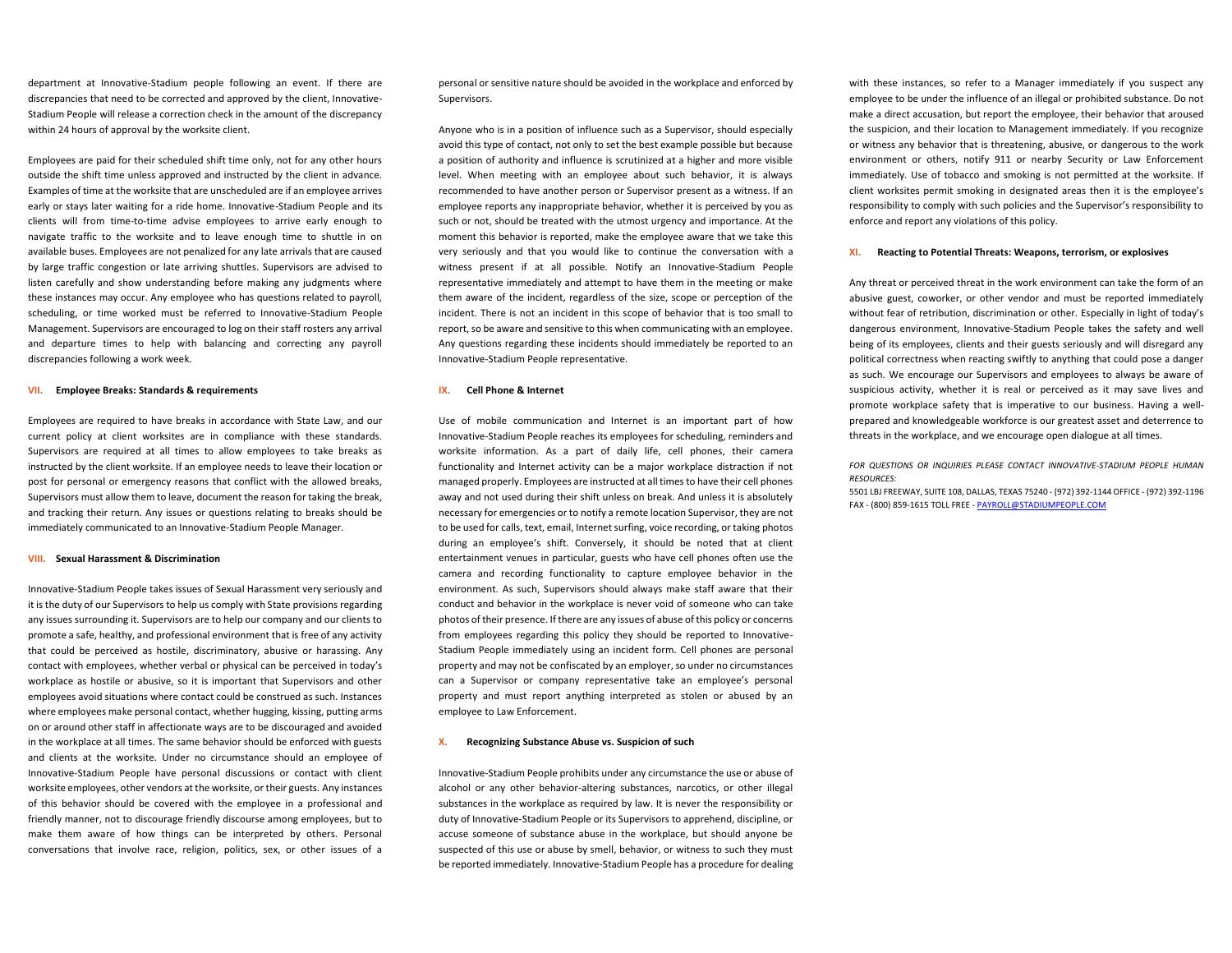department at Innovative-Stadium people following an event. If there are discrepancies that need to be corrected and approved by the client, Innovative-Stadium People will release a correction check in the amount of the discrepancy within 24 hours of approval by the worksite client.

Employees are paid for their scheduled shift time only, not for any other hours outside the shift time unless approved and instructed by the client in advance. Examples of time at the worksite that are unscheduled are if an employee arrives early or stays later waiting for a ride home. Innovative-Stadium People and its clients will from time-to-time advise employees to arrive early enough to navigate traffic to the worksite and to leave enough time to shuttle in on available buses. Employees are not penalized for any late arrivals that are caused by large traffic congestion or late arriving shuttles. Supervisors are advised to listen carefully and show understanding before making any judgments where these instances may occur. Any employee who has questions related to payroll, scheduling, or time worked must be referred to Innovative-Stadium People Management. Supervisors are encouraged to log on their staff rosters any arrival and departure times to help with balancing and correcting any payroll discrepancies following a work week.

## VII. Employee Breaks: Standards & requirements

Employees are required to have breaks in accordance with State Law, and our current policy at client worksites are in compliance with these standards. Supervisors are required at all times to allow employees to take breaks as instructed by the client worksite. If an employee needs to leave their location or post for personal or emergency reasons that conflict with the allowed breaks, Supervisors must allow them to leave, document the reason for taking the break, and tracking their return. Any issues or questions relating to breaks should be immediately communicated to an Innovative-Stadium People Manager.

## VIII. Sexual Harassment & Discrimination

Innovative-Stadium People takes issues of Sexual Harassment very seriously and it is the duty of our Supervisors to help us comply with State provisions regarding any issues surrounding it. Supervisors are to help our company and our clients to promote a safe, healthy, and professional environment that is free of any activity that could be perceived as hostile, discriminatory, abusive or harassing. Any contact with employees, whether verbal or physical can be perceived in today's workplace as hostile or abusive, so it is important that Supervisors and other employees avoid situations where contact could be construed as such. Instances where employees make personal contact, whether hugging, kissing, putting arms on or around other staff in affectionate ways are to be discouraged and avoided in the workplace at all times. The same behavior should be enforced with guests and clients at the worksite. Under no circumstance should an employee of Innovative-Stadium People have personal discussions or contact with client worksite employees, other vendors at the worksite, or their guests. Any instances of this behavior should be covered with the employee in a professional and friendly manner, not to discourage friendly discourse among employees, but to make them aware of how things can be interpreted by others. Personal conversations that involve race, religion, politics, sex, or other issues of a personal or sensitive nature should be avoided in the workplace and enforced by Supervisors.

Anyone who is in a position of influence such as a Supervisor, should especially avoid this type of contact, not only to set the best example possible but because a position of authority and influence is scrutinized at a higher and more visible level. When meeting with an employee about such behavior, it is always recommended to have another person or Supervisor present as a witness. If an employee reports any inappropriate behavior, whether it is perceived by you as such or not, should be treated with the utmost urgency and importance. At the moment this behavior is reported, make the employee aware that we take this very seriously and that you would like to continue the conversation with a witness present if at all possible. Notify an Innovative-Stadium People representative immediately and attempt to have them in the meeting or make them aware of the incident, regardless of the size, scope or perception of the incident. There is not an incident in this scope of behavior that is too small to report, so be aware and sensitive to this when communicating with an employee. Any questions regarding these incidents should immediately be reported to an Innovative-Stadium People representative.

## IX. Cell Phone & Internet

Use of mobile communication and Internet is an important part of how Innovative-Stadium People reaches its employees for scheduling, reminders and worksite information. As a part of daily life, cell phones, their camera functionality and Internet activity can be a major workplace distraction if not managed properly. Employees are instructed at all times to have their cell phones away and not used during their shift unless on break. And unless it is absolutely necessary for emergencies or to notify a remote location Supervisor, they are not to be used for calls, text, email, Internet surfing, voice recording, or taking photos during an employee's shift. Conversely, it should be noted that at client entertainment venues in particular, guests who have cell phones often use the camera and recording functionality to capture employee behavior in the environment. As such, Supervisors should always make staff aware that their conduct and behavior in the workplace is never void of someone who can take photos of their presence. If there are any issues of abuse of this policy or concerns from employees regarding this policy they should be reported to Innovative-Stadium People immediately using an incident form. Cell phones are personal property and may not be confiscated by an employer, so under no circumstances can a Supervisor or company representative take an employee's personal property and must report anything interpreted as stolen or abused by an employee to Law Enforcement.

## X. Recognizing Substance Abuse vs. Suspicion of such

Innovative-Stadium People prohibits under any circumstance the use or abuse of alcohol or any other behavior-altering substances, narcotics, or other illegal substances in the workplace as required by law. It is never the responsibility or duty of Innovative-Stadium People or its Supervisors to apprehend, discipline, or accuse someone of substance abuse in the workplace, but should anyone be suspected of this use or abuse by smell, behavior, or witness to such they must be reported immediately. Innovative-Stadium People has a procedure for dealing with these instances, so refer to a Manager immediately if you suspect any employee to be under the influence of an illegal or prohibited substance. Do not make a direct accusation, but report the employee, their behavior that aroused the suspicion, and their location to Management immediately. If you recognize or witness any behavior that is threatening, abusive, or dangerous to the work environment or others, notify 911 or nearby Security or Law Enforcement immediately. Use of tobacco and smoking is not permitted at the worksite. If client worksites permit smoking in designated areas then it is the employee's responsibility to comply with such policies and the Supervisor's responsibility to enforce and report any violations of this policy.

## XI. Reacting to Potential Threats: Weapons, terrorism, or explosives

Any threat or perceived threat in the work environment can take the form of an abusive guest, coworker, or other vendor and must be reported immediately without fear of retribution, discrimination or other. Especially in light of today's dangerous environment, Innovative-Stadium People takes the safety and well being of its employees, clients and their guests seriously and will disregard any political correctness when reacting swiftly to anything that could pose a danger as such. We encourage our Supervisors and employees to always be aware of suspicious activity, whether it is real or perceived as it may save lives and promote workplace safety that is imperative to our business. Having a well-prepared and knowledgeable workforce is our greatest asset and deterrence to threats in the workplace, and we encourage open dialogue at all times.

*FOR QUESTIONS OR INQUIRIES PLEASE CONTACT INNOVATIVE-STADIUM PEOPLE HUMAN RESOURCES:*

5501 LBJ FREEWAY, SUITE 108, DALLAS, TEXAS 75240 - (972) 392-1144 OFFICE - (972) 392-1196 FAX - (800) 859-1615 TOLL FREE - PAYROLL@STADIUMPEOPLE.COM